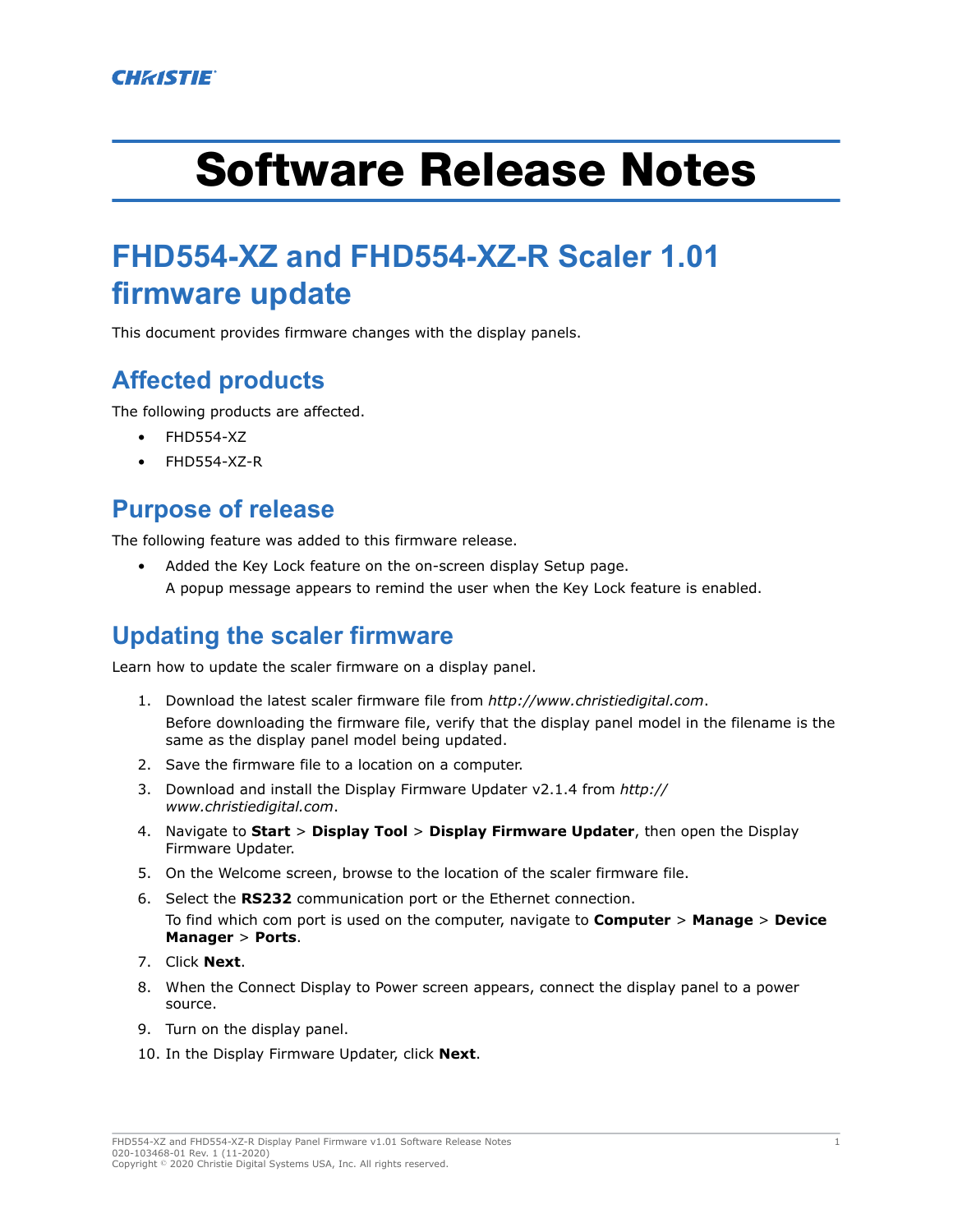CHRISTIE

# Software Release Notes

## FHD554-XZ and FHD554-XZ-R Scaler 1.01 firmware update

This document provides firmware changes with the display panels.

### Affected products

The following products are affected.

- FHD554-XZ
- FHD554-XZ-R

### Purpose of release

The following feature was added to this firmware release.

- Added the Key Lock feature on the on-screen display Setup page.
  A popup message appears to remind the user when the Key Lock feature is enabled.

### Updating the scaler firmware

Learn how to update the scaler firmware on a display panel.

1. Download the latest scaler firmware file from *http://www.christiedigital.com*.
   Before downloading the firmware file, verify that the display panel model in the filename is the same as the display panel model being updated.
2. Save the firmware file to a location on a computer.
3. Download and install the Display Firmware Updater v2.1.4 from *http://www.christiedigital.com*.
4. Navigate to **Start** > **Display Tool** > **Display Firmware Updater**, then open the Display Firmware Updater.
5. On the Welcome screen, browse to the location of the scaler firmware file.
6. Select the **RS232** communication port or the Ethernet connection.
   To find which com port is used on the computer, navigate to **Computer** > **Manage** > **Device Manager** > **Ports**.
7. Click **Next**.
8. When the Connect Display to Power screen appears, connect the display panel to a power source.
9. Turn on the display panel.
10. In the Display Firmware Updater, click **Next**.

FHD554-XZ and FHD554-XZ-R Display Panel Firmware v1.01 Software Release Notes
020-103468-01 Rev. 1 (11-2020)
Copyright © 2020 Christie Digital Systems USA, Inc. All rights reserved.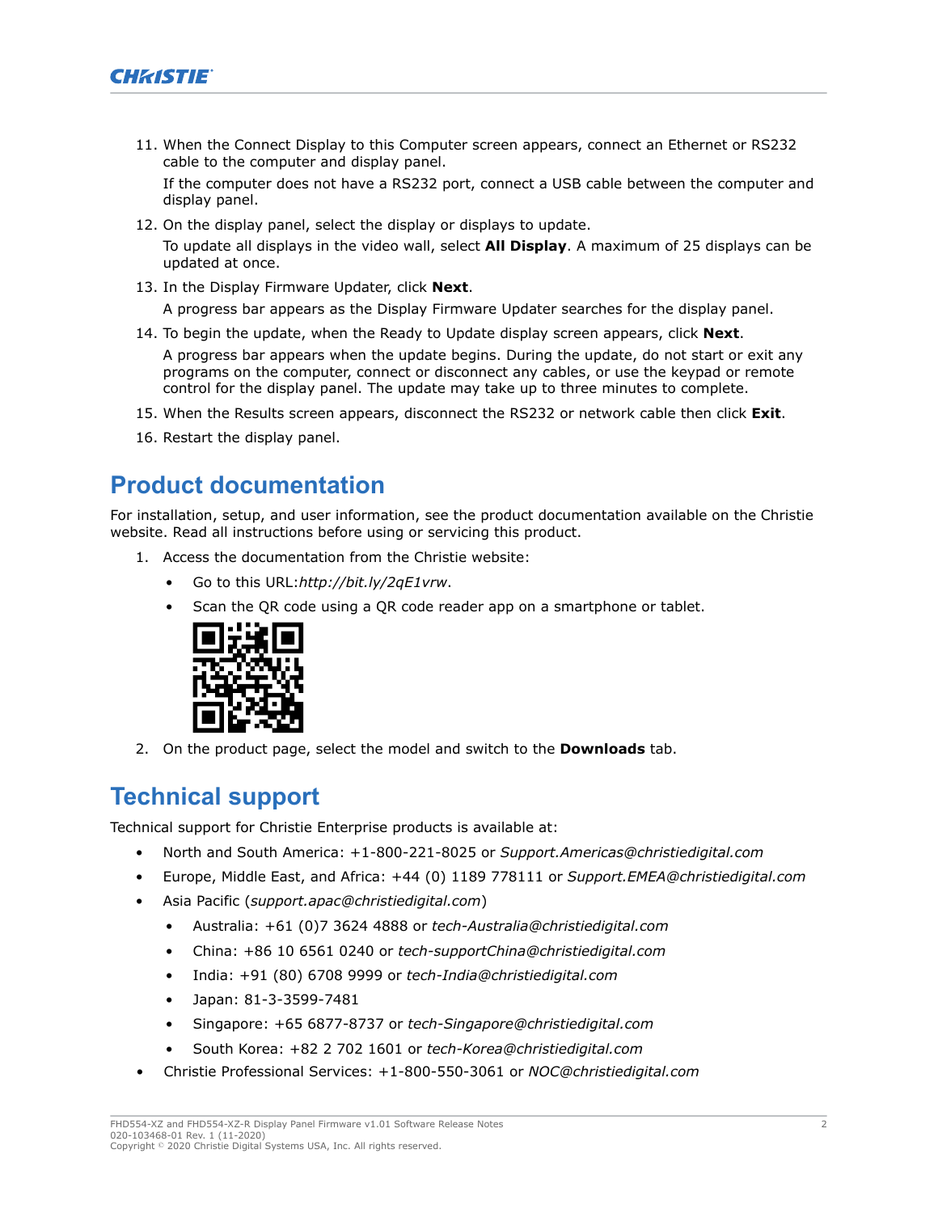11. When the Connect Display to this Computer screen appears, connect an Ethernet or RS232 cable to the computer and display panel.

    If the computer does not have a RS232 port, connect a USB cable between the computer and display panel.

12. On the display panel, select the display or displays to update.

    To update all displays in the video wall, select **All Display**. A maximum of 25 displays can be updated at once.

13. In the Display Firmware Updater, click **Next**.

    A progress bar appears as the Display Firmware Updater searches for the display panel.

14. To begin the update, when the Ready to Update display screen appears, click **Next**.

    A progress bar appears when the update begins. During the update, do not start or exit any programs on the computer, connect or disconnect any cables, or use the keypad or remote control for the display panel. The update may take up to three minutes to complete.

15. When the Results screen appears, disconnect the RS232 or network cable then click **Exit**.

16. Restart the display panel.

## Product documentation

For installation, setup, and user information, see the product documentation available on the Christie website. Read all instructions before using or servicing this product.

1. Access the documentation from the Christie website:
   - Go to this URL:*http://bit.ly/2qE1vrw*.
   - Scan the QR code using a QR code reader app on a smartphone or tablet.
2. On the product page, select the model and switch to the **Downloads** tab.

## Technical support

Technical support for Christie Enterprise products is available at:

- North and South America: +1-800-221-8025 or *Support.Americas@christiedigital.com*
- Europe, Middle East, and Africa: +44 (0) 1189 778111 or *Support.EMEA@christiedigital.com*
- Asia Pacific (*support.apac@christiedigital.com*)
  - Australia: +61 (0)7 3624 4888 or *tech-Australia@christiedigital.com*
  - China: +86 10 6561 0240 or *tech-supportChina@christiedigital.com*
  - India: +91 (80) 6708 9999 or *tech-India@christiedigital.com*
  - Japan: 81-3-3599-7481
  - Singapore: +65 6877-8737 or *tech-Singapore@christiedigital.com*
  - South Korea: +82 2 702 1601 or *tech-Korea@christiedigital.com*
- Christie Professional Services: +1-800-550-3061 or *NOC@christiedigital.com*